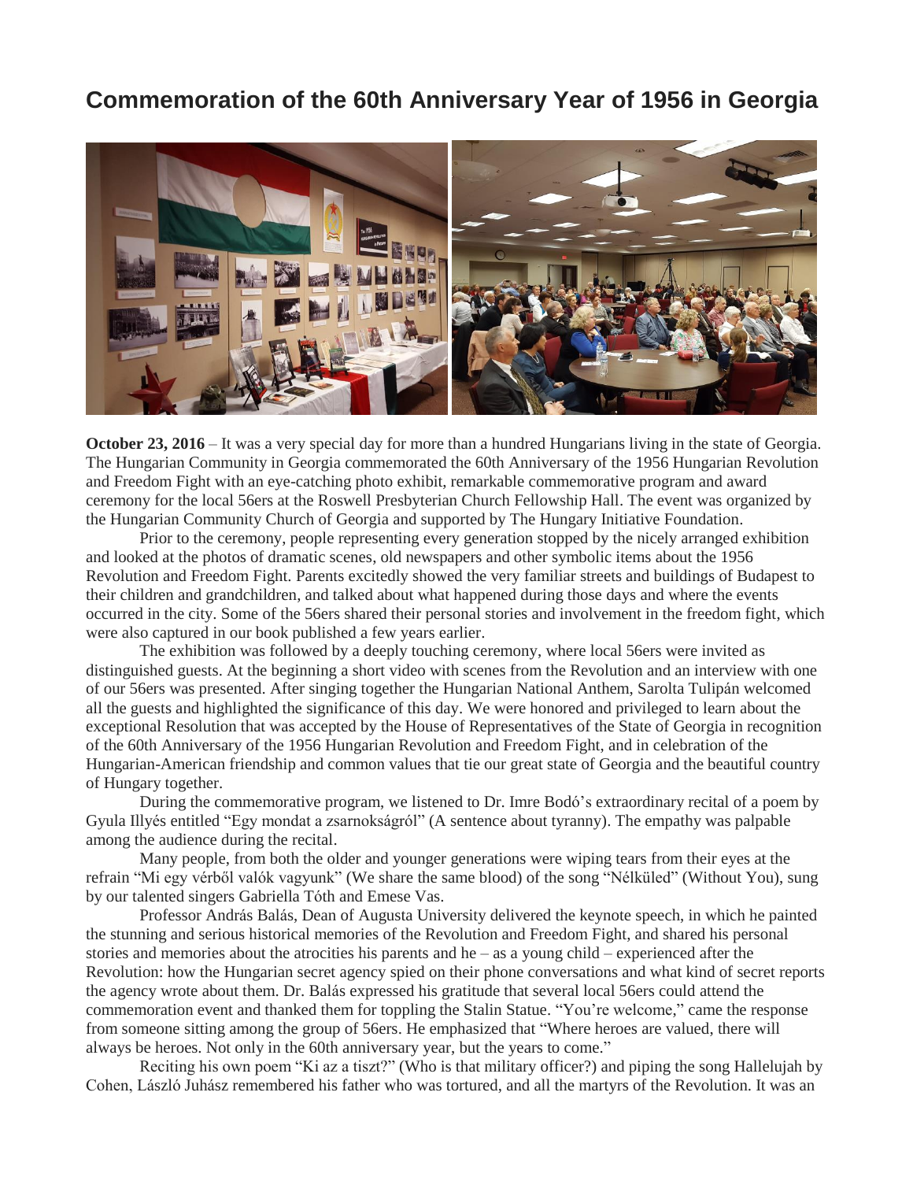# Commemoration of the 60th Anniversary Year of 1956 in Georgia

**October 23, 2016** – It was a very special day for more than a hundred Hungarians living in the state of Georgia. The Hungarian Community in Georgia commemorated the 60th Anniversary of the 1956 Hungarian Revolution and Freedom Fight with an eye-catching photo exhibit, remarkable commemorative program and award ceremony for the local 56ers at the Roswell Presbyterian Church Fellowship Hall. The event was organized by the Hungarian Community Church of Georgia and supported by The Hungary Initiative Foundation.

Prior to the ceremony, people representing every generation stopped by the nicely arranged exhibition and looked at the photos of dramatic scenes, old newspapers and other symbolic items about the 1956 Revolution and Freedom Fight. Parents excitedly showed the very familiar streets and buildings of Budapest to their children and grandchildren, and talked about what happened during those days and where the events occurred in the city. Some of the 56ers shared their personal stories and involvement in the freedom fight, which were also captured in our book published a few years earlier.

The exhibition was followed by a deeply touching ceremony, where local 56ers were invited as distinguished guests. At the beginning a short video with scenes from the Revolution and an interview with one of our 56ers was presented. After singing together the Hungarian National Anthem, Sarolta Tulipán welcomed all the guests and highlighted the significance of this day. We were honored and privileged to learn about the exceptional Resolution that was accepted by the House of Representatives of the State of Georgia in recognition of the 60th Anniversary of the 1956 Hungarian Revolution and Freedom Fight, and in celebration of the Hungarian-American friendship and common values that tie our great state of Georgia and the beautiful country of Hungary together.

During the commemorative program, we listened to Dr. Imre Bodó's extraordinary recital of a poem by Gyula Illyés entitled "Egy mondat a zsarnokságról" (A sentence about tyranny). The empathy was palpable among the audience during the recital.

Many people, from both the older and younger generations were wiping tears from their eyes at the refrain "Mi egy vérből valók vagyunk" (We share the same blood) of the song "Nélküled" (Without You), sung by our talented singers Gabriella Tóth and Emese Vas.

Professor András Balás, Dean of Augusta University delivered the keynote speech, in which he painted the stunning and serious historical memories of the Revolution and Freedom Fight, and shared his personal stories and memories about the atrocities his parents and he – as a young child – experienced after the Revolution: how the Hungarian secret agency spied on their phone conversations and what kind of secret reports the agency wrote about them. Dr. Balás expressed his gratitude that several local 56ers could attend the commemoration event and thanked them for toppling the Stalin Statue. "You're welcome," came the response from someone sitting among the group of 56ers. He emphasized that "Where heroes are valued, there will always be heroes. Not only in the 60th anniversary year, but the years to come."

Reciting his own poem "Ki az a tiszt?" (Who is that military officer?) and piping the song Hallelujah by Cohen, László Juhász remembered his father who was tortured, and all the martyrs of the Revolution. It was an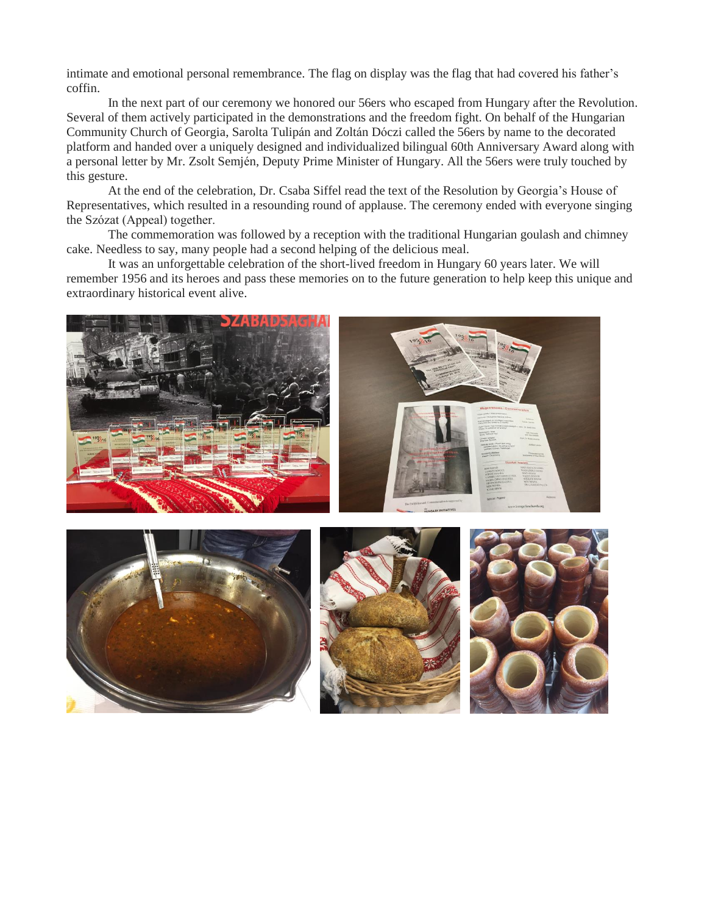intimate and emotional personal remembrance. The flag on display was the flag that had covered his father's coffin.

In the next part of our ceremony we honored our 56ers who escaped from Hungary after the Revolution. Several of them actively participated in the demonstrations and the freedom fight. On behalf of the Hungarian Community Church of Georgia, Sarolta Tulipán and Zoltán Dóczi called the 56ers by name to the decorated platform and handed over a uniquely designed and individualized bilingual 60th Anniversary Award along with a personal letter by Mr. Zsolt Semjén, Deputy Prime Minister of Hungary. All the 56ers were truly touched by this gesture.

At the end of the celebration, Dr. Csaba Siffel read the text of the Resolution by Georgia's House of Representatives, which resulted in a resounding round of applause. The ceremony ended with everyone singing the Szózat (Appeal) together.

The commemoration was followed by a reception with the traditional Hungarian goulash and chimney cake. Needless to say, many people had a second helping of the delicious meal.

It was an unforgettable celebration of the short-lived freedom in Hungary 60 years later. We will remember 1956 and its heroes and pass these memories on to the future generation to help keep this unique and extraordinary historical event alive.